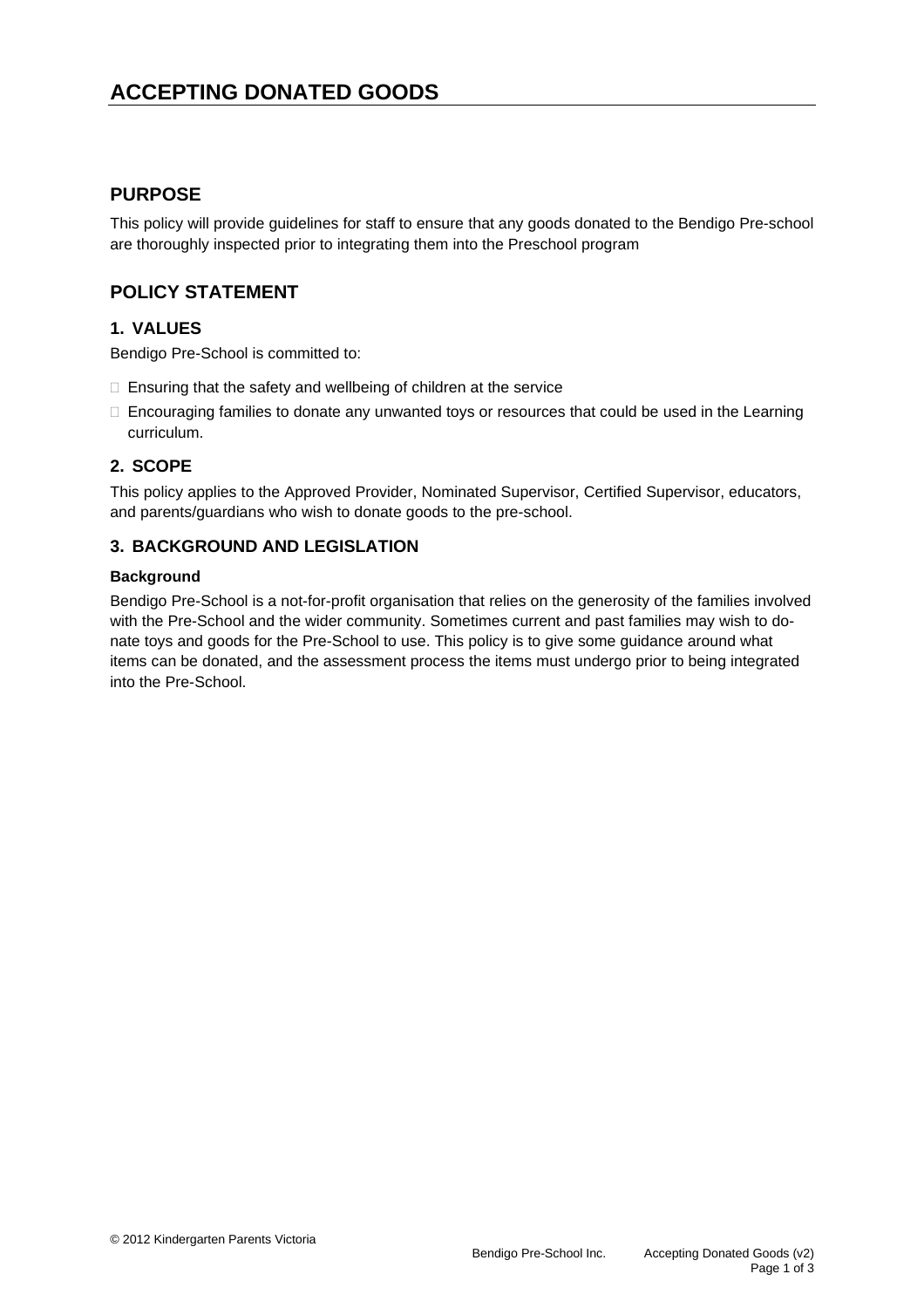# ACCEPTING DONATED GOODS

## PURPOSE

This policy will provide guidelines for staff to ensure that any goods donated to the Bendigo Pre-school are thoroughly inspected prior to integrating them into the Preschool program

## POLICY STATEMENT

### 1. VALUES

Bendigo Pre-School is committed to:

- Ensuring that the safety and wellbeing of children at the service
- Encouraging families to donate any unwanted toys or resources that could be used in the Learning curriculum.

### 2. SCOPE

This policy applies to the Approved Provider, Nominated Supervisor, Certified Supervisor, educators, and parents/guardians who wish to donate goods to the pre-school.

### 3. BACKGROUND AND LEGISLATION

**Background**

Bendigo Pre-School is a not-for-profit organisation that relies on the generosity of the families involved with the Pre-School and the wider community. Sometimes current and past families may wish to donate toys and goods for the Pre-School to use. This policy is to give some guidance around what items can be donated, and the assessment process the items must undergo prior to being integrated into the Pre-School.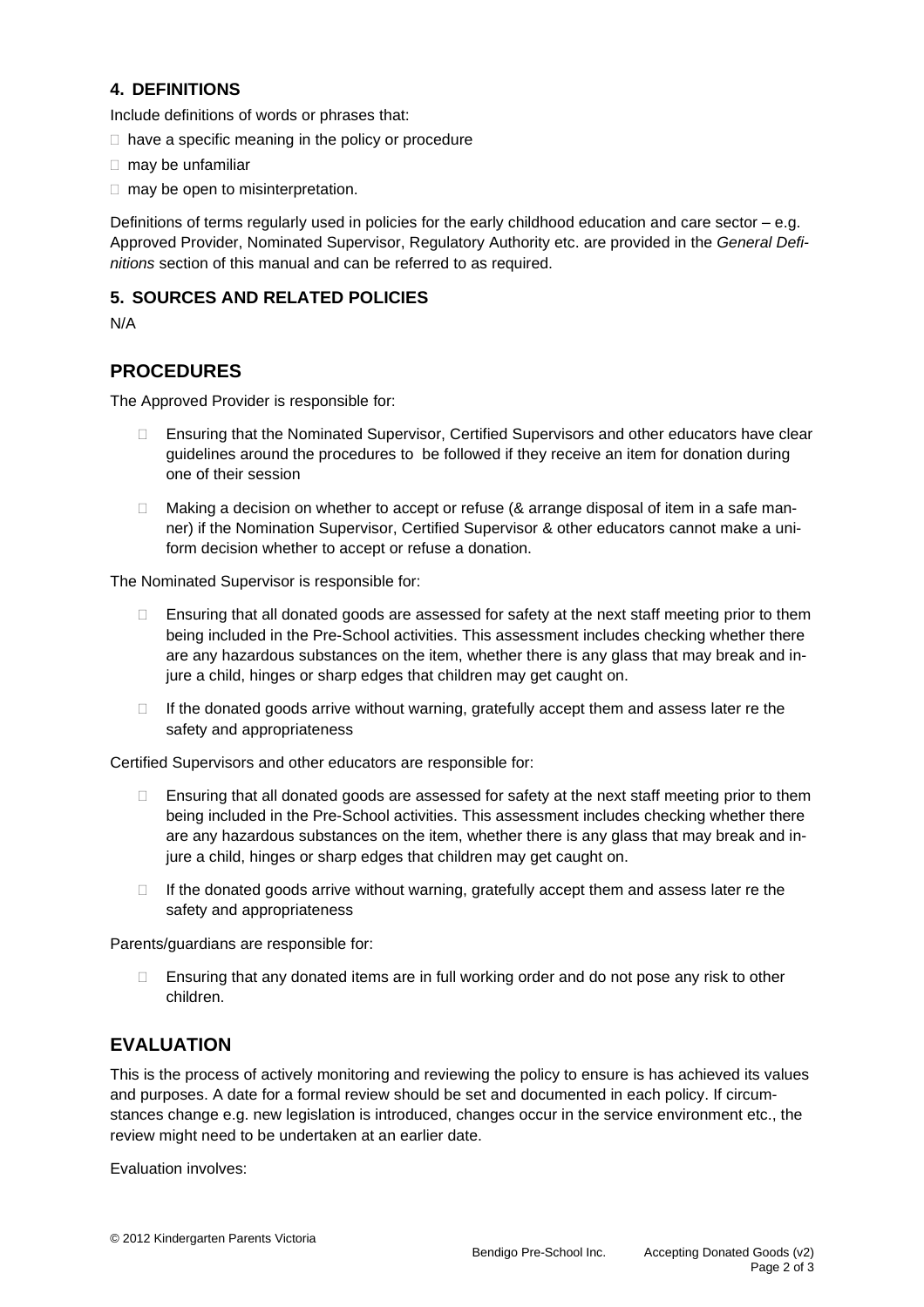## 4. DEFINITIONS

Include definitions of words or phrases that:

- have a specific meaning in the policy or procedure
- may be unfamiliar
- may be open to misinterpretation.

Definitions of terms regularly used in policies for the early childhood education and care sector – e.g. Approved Provider, Nominated Supervisor, Regulatory Authority etc. are provided in the *General Definitions* section of this manual and can be referred to as required.

## 5. SOURCES AND RELATED POLICIES

N/A

# PROCEDURES

The Approved Provider is responsible for:

- Ensuring that the Nominated Supervisor, Certified Supervisors and other educators have clear guidelines around the procedures to be followed if they receive an item for donation during one of their session
- Making a decision on whether to accept or refuse (& arrange disposal of item in a safe manner) if the Nomination Supervisor, Certified Supervisor & other educators cannot make a uniform decision whether to accept or refuse a donation.

The Nominated Supervisor is responsible for:

- Ensuring that all donated goods are assessed for safety at the next staff meeting prior to them being included in the Pre-School activities. This assessment includes checking whether there are any hazardous substances on the item, whether there is any glass that may break and injure a child, hinges or sharp edges that children may get caught on.
- If the donated goods arrive without warning, gratefully accept them and assess later re the safety and appropriateness

Certified Supervisors and other educators are responsible for:

- Ensuring that all donated goods are assessed for safety at the next staff meeting prior to them being included in the Pre-School activities. This assessment includes checking whether there are any hazardous substances on the item, whether there is any glass that may break and injure a child, hinges or sharp edges that children may get caught on.
- If the donated goods arrive without warning, gratefully accept them and assess later re the safety and appropriateness

Parents/guardians are responsible for:

- Ensuring that any donated items are in full working order and do not pose any risk to other children.

# EVALUATION

This is the process of actively monitoring and reviewing the policy to ensure is has achieved its values and purposes. A date for a formal review should be set and documented in each policy. If circumstances change e.g. new legislation is introduced, changes occur in the service environment etc., the review might need to be undertaken at an earlier date.

Evaluation involves: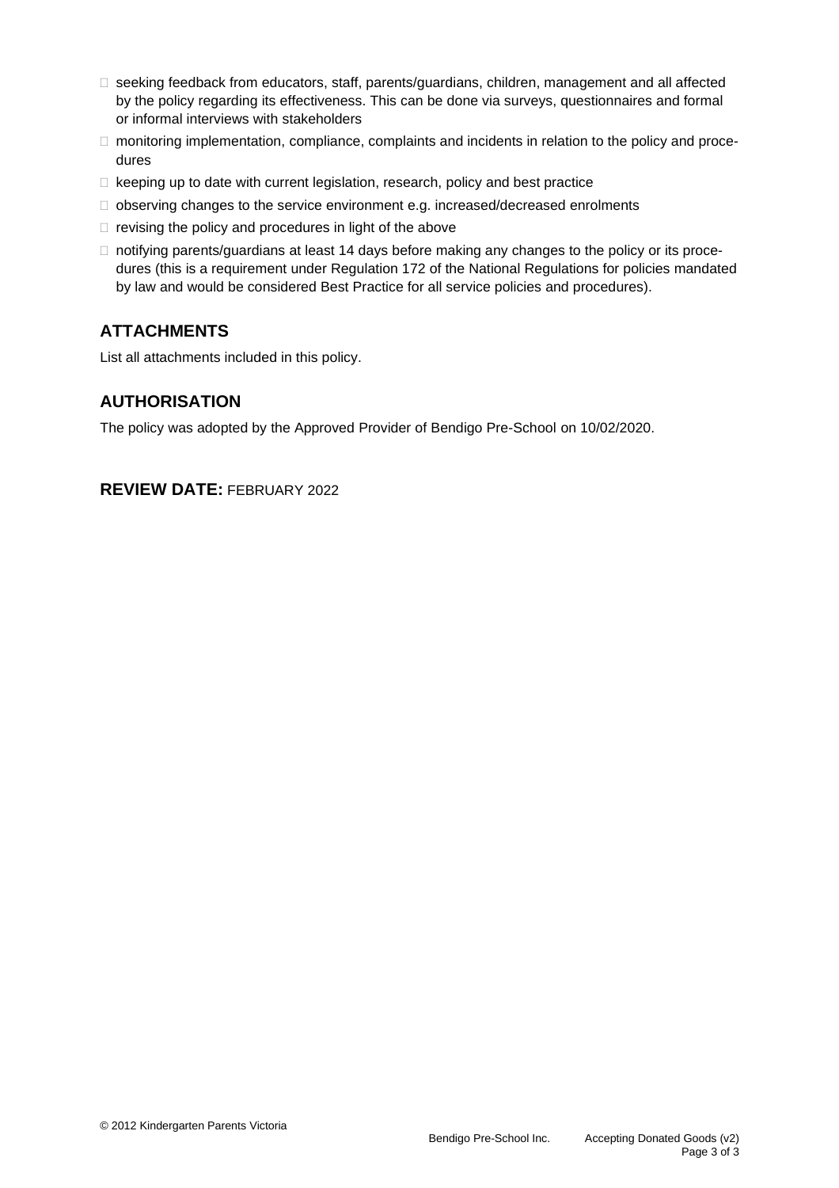- seeking feedback from educators, staff, parents/guardians, children, management and all affected by the policy regarding its effectiveness. This can be done via surveys, questionnaires and formal or informal interviews with stakeholders
- monitoring implementation, compliance, complaints and incidents in relation to the policy and procedures
- keeping up to date with current legislation, research, policy and best practice
- observing changes to the service environment e.g. increased/decreased enrolments
- revising the policy and procedures in light of the above
- notifying parents/guardians at least 14 days before making any changes to the policy or its procedures (this is a requirement under Regulation 172 of the National Regulations for policies mandated by law and would be considered Best Practice for all service policies and procedures).

## ATTACHMENTS

List all attachments included in this policy.

## AUTHORISATION

The policy was adopted by the Approved Provider of Bendigo Pre-School on 10/02/2020.

**REVIEW DATE:** FEBRUARY 2022